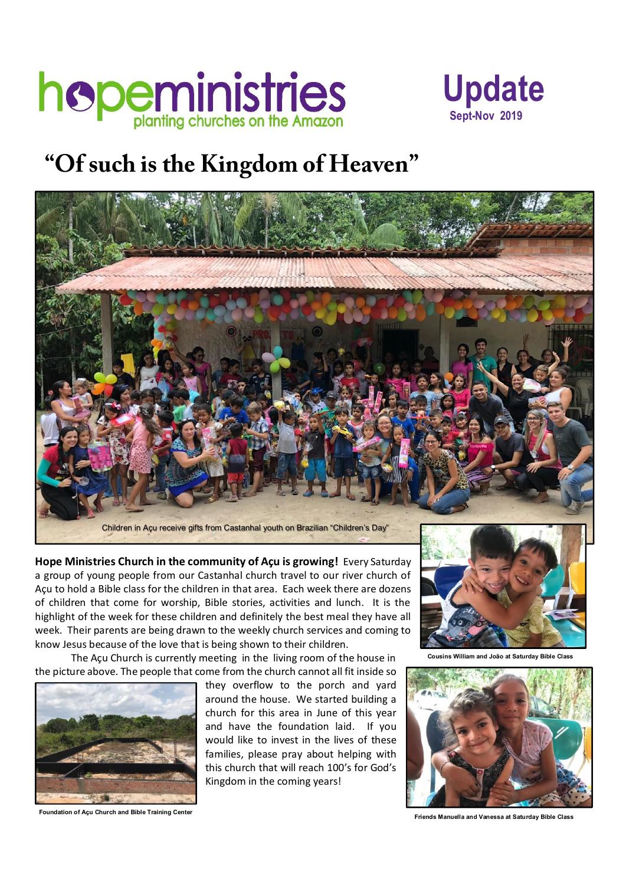# hopeministries

planting churches on the Amazon

**Update**
Sept-Nov 2019

## "Of such is the Kingdom of Heaven"

Children in Açu receive gifts from Castanhal youth on Brazilian "Children's Day"

**Hope Ministries Church in the community of Açu is growing!** Every Saturday a group of young people from our Castanhal church travel to our river church of Açu to hold a Bible class for the children in that area. Each week there are dozens of children that come for worship, Bible stories, activities and lunch. It is the highlight of the week for these children and definitely the best meal they have all week. Their parents are being drawn to the weekly church services and coming to know Jesus because of the love that is being shown to their children.

The Açu Church is currently meeting in the living room of the house in the picture above. The people that come from the church cannot all fit inside so they overflow to the porch and yard around the house. We started building a church for this area in June of this year and have the foundation laid. If you would like to invest in the lives of these families, please pray about helping with this church that will reach 100's for God's Kingdom in the coming years!

Cousins William and João at Saturday Bible Class

Foundation of Açu Church and Bible Training Center

Friends Manuella and Vanessa at Saturday Bible Class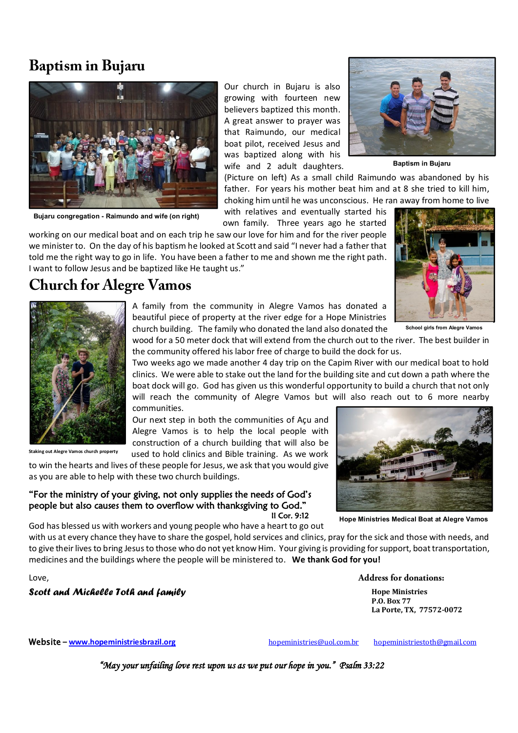# Baptism in Bujaru

Bujaru congregation - Raimundo and wife (on right)

Our church in Bujaru is also growing with fourteen new believers baptized this month. A great answer to prayer was that Raimundo, our medical boat pilot, received Jesus and was baptized along with his wife and 2 adult daughters. (Picture on left) As a small child Raimundo was abandoned by his father. For years his mother beat him and at 8 she tried to kill him, choking him until he was unconscious. He ran away from home to live with relatives and eventually started his own family. Three years ago he started working on our medical boat and on each trip he saw our love for him and for the river people we minister to. On the day of his baptism he looked at Scott and said "I never had a father that told me the right way to go in life. You have been a father to me and shown me the right path. I want to follow Jesus and be baptized like He taught us."

Baptism in Bujaru

School girls from Alegre Vamos

# Church for Alegre Vamos

Staking out Alegre Vamos church property

A family from the community in Alegre Vamos has donated a beautiful piece of property at the river edge for a Hope Ministries church building. The family who donated the land also donated the wood for a 50 meter dock that will extend from the church out to the river. The best builder in the community offered his labor free of charge to build the dock for us.

Two weeks ago we made another 4 day trip on the Capim River with our medical boat to hold clinics. We were able to stake out the land for the building site and cut down a path where the boat dock will go. God has given us this wonderful opportunity to build a church that not only will reach the community of Alegre Vamos but will also reach out to 6 more nearby communities.

Our next step in both the communities of Açu and Alegre Vamos is to help the local people with construction of a church building that will also be used to hold clinics and Bible training. As we work to win the hearts and lives of these people for Jesus, we ask that you would give as you are able to help with these two church buildings.

Hope Ministries Medical Boat at Alegre Vamos

"For the ministry of your giving, not only supplies the needs of God's people but also causes them to overflow with thanksgiving to God."
II Cor. 9:12

God has blessed us with workers and young people who have a heart to go out with us at every chance they have to share the gospel, hold services and clinics, pray for the sick and those with needs, and to give their lives to bring Jesus to those who do not yet know Him. Your giving is providing for support, boat transportation, medicines and the buildings where the people will be ministered to. **We thank God for you!**

Love,

***Scott and Michelle Toth and family***

**Address for donations:**

**Hope Ministries**
**P.O. Box 77**
**La Porte, TX, 77572-0072**

**Website – www.hopeministriesbrazil.org**

hopeministries@uol.com.br hopeministriestoth@gmail.com

*"May your unfailing love rest upon us as we put our hope in you." Psalm 33:22*